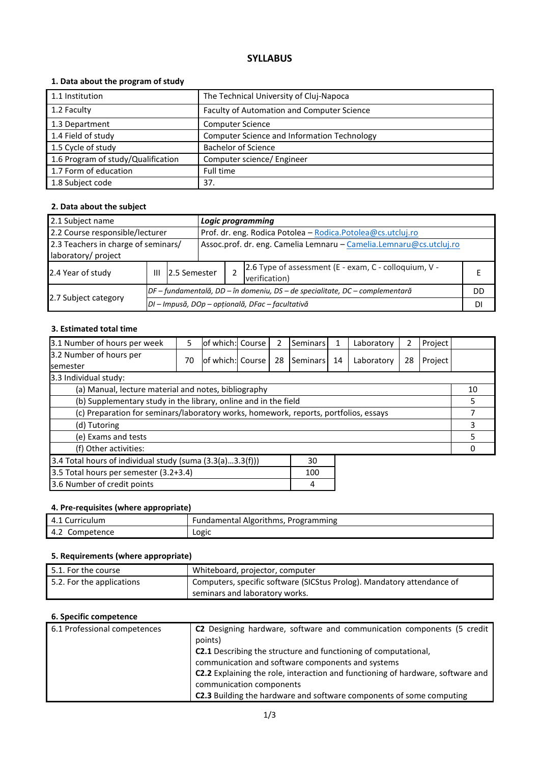# SYLLABUS

## 1. Data about the program of study

| | |
|---|---|
| 1.1 Institution | The Technical University of Cluj-Napoca |
| 1.2 Faculty | Faculty of Automation and Computer Science |
| 1.3 Department | Computer Science |
| 1.4 Field of study | Computer Science and Information Technology |
| 1.5 Cycle of study | Bachelor of Science |
| 1.6 Program of study/Qualification | Computer science/ Engineer |
| 1.7 Form of education | Full time |
| 1.8 Subject code | 37. |

## 2. Data about the subject

| | | | | | |
|---|---|---|---|---|---|
| 2.1 Subject name | ***Logic programming*** | | | | |
| 2.2 Course responsible/lecturer | Prof. dr. eng. Rodica Potolea – Rodica.Potolea@cs.utcluj.ro | | | | |
| 2.3 Teachers in charge of seminars/ laboratory/ project | Assoc.prof. dr. eng. Camelia Lemnaru – Camelia.Lemnaru@cs.utcluj.ro | | | | |
| 2.4 Year of study | III | 2.5 Semester | 2 | 2.6 Type of assessment (E - exam, C - colloquium, V - verification) | E |
| 2.7 Subject category | *DF – fundamentală, DD – în domeniu, DS – de specialitate, DC – complementară* | | | | DD |
| | *DI – Impusă, DOp – opțională, DFac – facultativă* | | | | DI |

## 3. Estimated total time

| | | | | | | | | | |
|---|---|---|---|---|---|---|---|---|---|
| 3.1 Number of hours per week | 5 | of which: Course | 2 | Seminars | 1 | Laboratory | 2 | Project | |
| 3.2 Number of hours per semester | 70 | of which: Course | 28 | Seminars | 14 | Laboratory | 28 | Project | |
| 3.3 Individual study: | | | | | | | | | |
| (a) Manual, lecture material and notes, bibliography | | | | | | | | | 10 |
| (b) Supplementary study in the library, online and in the field | | | | | | | | | 5 |
| (c) Preparation for seminars/laboratory works, homework, reports, portfolios, essays | | | | | | | | | 7 |
| (d) Tutoring | | | | | | | | | 3 |
| (e) Exams and tests | | | | | | | | | 5 |
| (f) Other activities: | | | | | | | | | 0 |

| | |
|---|---|
| 3.4 Total hours of individual study (suma (3.3(a)...3.3(f))) | 30 |
| 3.5 Total hours per semester (3.2+3.4) | 100 |
| 3.6 Number of credit points | 4 |

## 4. Pre-requisites (where appropriate)

| | |
|---|---|
| 4.1 Curriculum | Fundamental Algorithms, Programming |
| 4.2 Competence | Logic |

## 5. Requirements (where appropriate)

| | |
|---|---|
| 5.1. For the course | Whiteboard, projector, computer |
| 5.2. For the applications | Computers, specific software (SICStus Prolog). Mandatory attendance of seminars and laboratory works. |

## 6. Specific competence

| | |
|---|---|
| 6.1 Professional competences | **C2** Designing hardware, software and communication components (5 credit points)<br>**C2.1** Describing the structure and functioning of computational, communication and software components and systems<br>**C2.2** Explaining the role, interaction and functioning of hardware, software and communication components<br>**C2.3** Building the hardware and software components of some computing |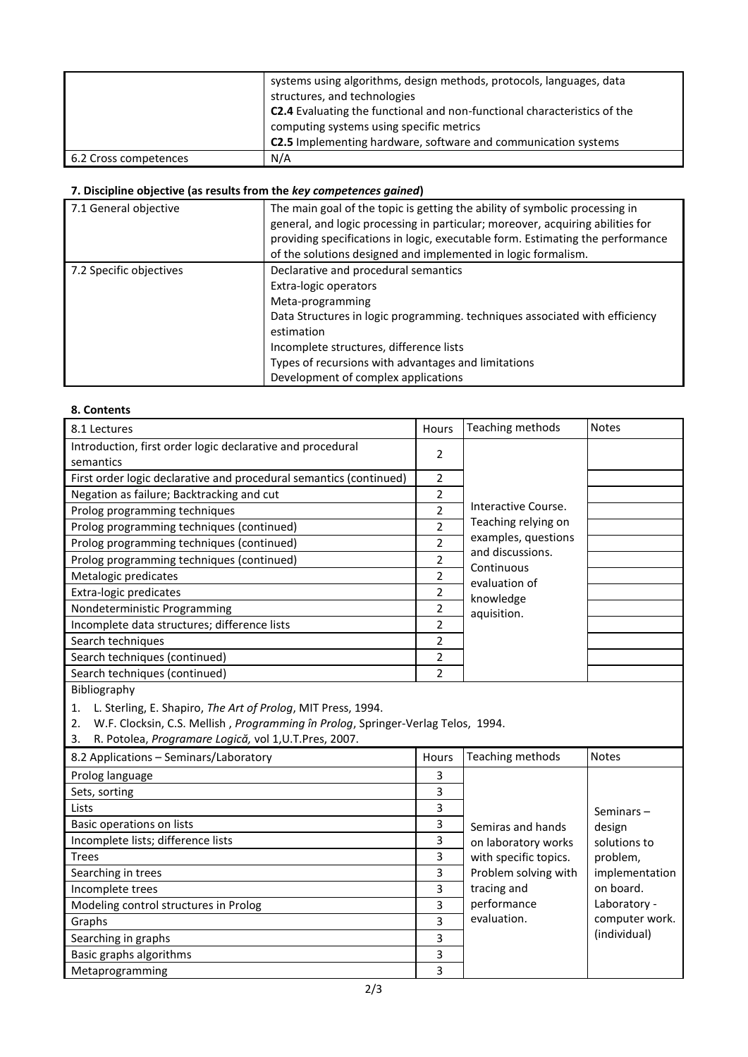| | |
|---|---|
| | systems using algorithms, design methods, protocols, languages, data structures, and technologies<br>**C2.4** Evaluating the functional and non-functional characteristics of the computing systems using specific metrics<br>**C2.5** Implementing hardware, software and communication systems |
| 6.2 Cross competences | N/A |

### 7. Discipline objective (as results from the *key competences gained*)

| | |
|---|---|
| 7.1 General objective | The main goal of the topic is getting the ability of symbolic processing in general, and logic processing in particular; moreover, acquiring abilities for providing specifications in logic, executable form. Estimating the performance of the solutions designed and implemented in logic formalism. |
| 7.2 Specific objectives | Declarative and procedural semantics<br>Extra-logic operators<br>Meta-programming<br>Data Structures in logic programming. techniques associated with efficiency estimation<br>Incomplete structures, difference lists<br>Types of recursions with advantages and limitations<br>Development of complex applications |

### 8. Contents

| 8.1 Lectures | Hours | Teaching methods | Notes |
|---|---|---|---|
| Introduction, first order logic declarative and procedural semantics | 2 | Interactive Course. Teaching relying on examples, questions and discussions. Continuous evaluation of knowledge aquisition. | |
| First order logic declarative and procedural semantics (continued) | 2 | | |
| Negation as failure; Backtracking and cut | 2 | | |
| Prolog programming techniques | 2 | | |
| Prolog programming techniques (continued) | 2 | | |
| Prolog programming techniques (continued) | 2 | | |
| Prolog programming techniques (continued) | 2 | | |
| Metalogic predicates | 2 | | |
| Extra-logic predicates | 2 | | |
| Nondeterministic Programming | 2 | | |
| Incomplete data structures; difference lists | 2 | | |
| Search techniques | 2 | | |
| Search techniques (continued) | 2 | | |
| Search techniques (continued) | 2 | | |

Bibliography

1. L. Sterling, E. Shapiro, *The Art of Prolog*, MIT Press, 1994.
2. W.F. Clocksin, C.S. Mellish , *Programming în Prolog*, Springer-Verlag Telos, 1994.
3. R. Potolea, *Programare Logică,* vol 1,U.T.Pres, 2007.

| 8.2 Applications – Seminars/Laboratory | Hours | Teaching methods | Notes |
|---|---|---|---|
| Prolog language | 3 | Semiras and hands on laboratory works with specific topics. Problem solving with tracing and performance evaluation. | Seminars – design solutions to problem, implementation on board. Laboratory - computer work. (individual) |
| Sets, sorting | 3 | | |
| Lists | 3 | | |
| Basic operations on lists | 3 | | |
| Incomplete lists; difference lists | 3 | | |
| Trees | 3 | | |
| Searching in trees | 3 | | |
| Incomplete trees | 3 | | |
| Modeling control structures in Prolog | 3 | | |
| Graphs | 3 | | |
| Searching in graphs | 3 | | |
| Basic graphs algorithms | 3 | | |
| Metaprogramming | 3 | | |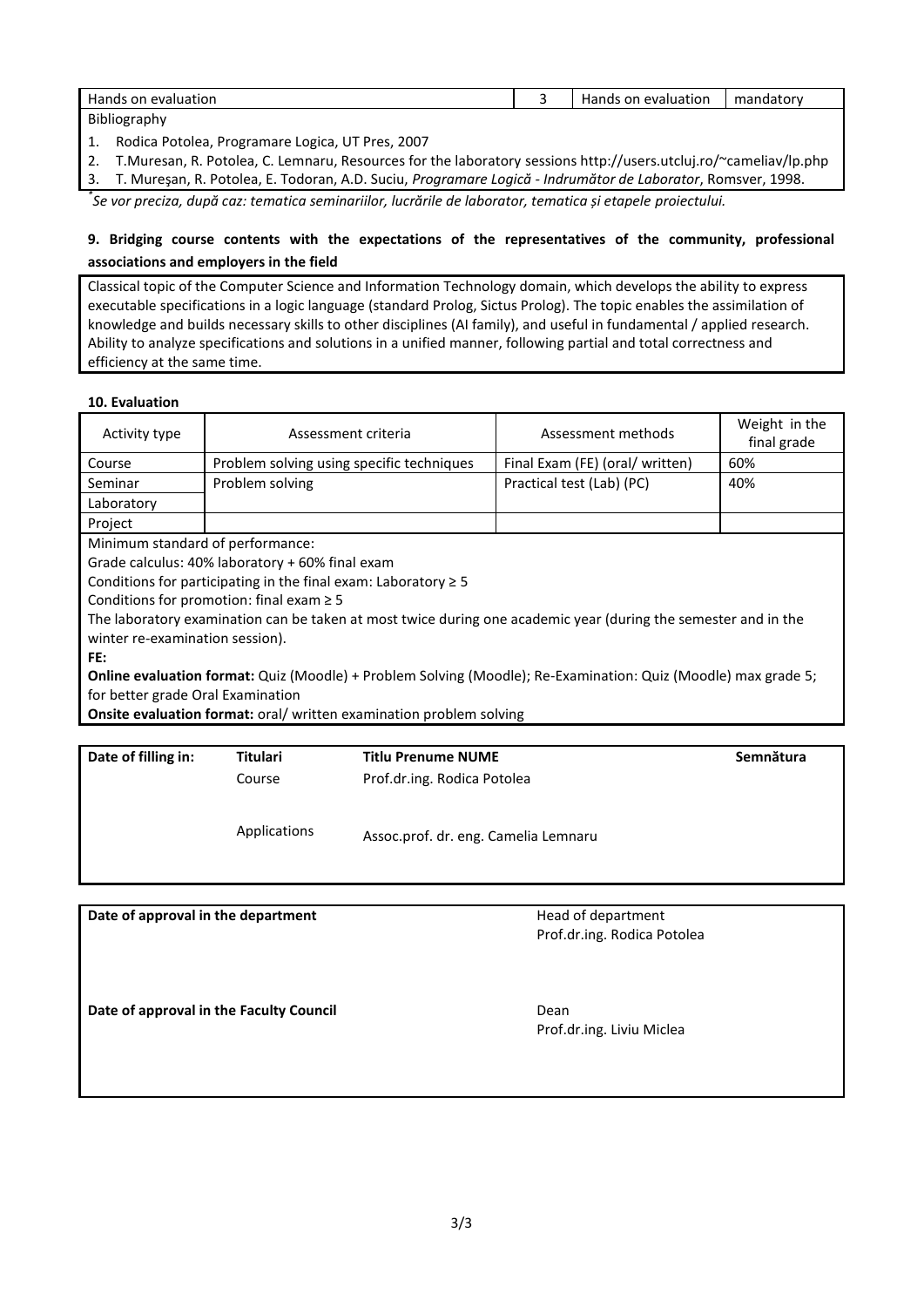| | | | |
|---|---|---|---|
| Hands on evaluation | 3 | Hands on evaluation | mandatory |

Bibliography

1. Rodica Potolea, Programare Logica, UT Pres, 2007
2. T.Muresan, R. Potolea, C. Lemnaru, Resources for the laboratory sessions http://users.utcluj.ro/~cameliav/lp.php
3. T. Mureşan, R. Potolea, E. Todoran, A.D. Suciu, *Programare Logică - Indrumător de Laborator*, Romsver, 1998.

*Se vor preciza, după caz: tematica seminariilor, lucrările de laborator, tematica și etapele proiectului.*

### 9. Bridging course contents with the expectations of the representatives of the community, professional associations and employers in the field

Classical topic of the Computer Science and Information Technology domain, which develops the ability to express executable specifications in a logic language (standard Prolog, Sictus Prolog). The topic enables the assimilation of knowledge and builds necessary skills to other disciplines (AI family), and useful in fundamental / applied research. Ability to analyze specifications and solutions in a unified manner, following partial and total correctness and efficiency at the same time.

### 10. Evaluation

| Activity type | Assessment criteria | Assessment methods | Weight in the final grade |
|---|---|---|---|
| Course | Problem solving using specific techniques | Final Exam (FE) (oral/ written) | 60% |
| Seminar | Problem solving | Practical test (Lab) (PC) | 40% |
| Laboratory | | | |
| Project | | | |

Minimum standard of performance:

Grade calculus: 40% laboratory + 60% final exam

Conditions for participating in the final exam: Laboratory ≥ 5

Conditions for promotion: final exam ≥ 5

The laboratory examination can be taken at most twice during one academic year (during the semester and in the winter re-examination session).

**FE:**

**Online evaluation format:** Quiz (Moodle) + Problem Solving (Moodle); Re-Examination: Quiz (Moodle) max grade 5; for better grade Oral Examination

**Onsite evaluation format:** oral/ written examination problem solving

| Date of filling in: | Titulari | Titlu Prenume NUME | Semnătura |
|---|---|---|---|
| | Course | Prof.dr.ing. Rodica Potolea | |
| | Applications | Assoc.prof. dr. eng. Camelia Lemnaru | |

| | |
|---|---|
| **Date of approval in the department** | Head of department<br>Prof.dr.ing. Rodica Potolea |
| **Date of approval in the Faculty Council** | Dean<br>Prof.dr.ing. Liviu Miclea |